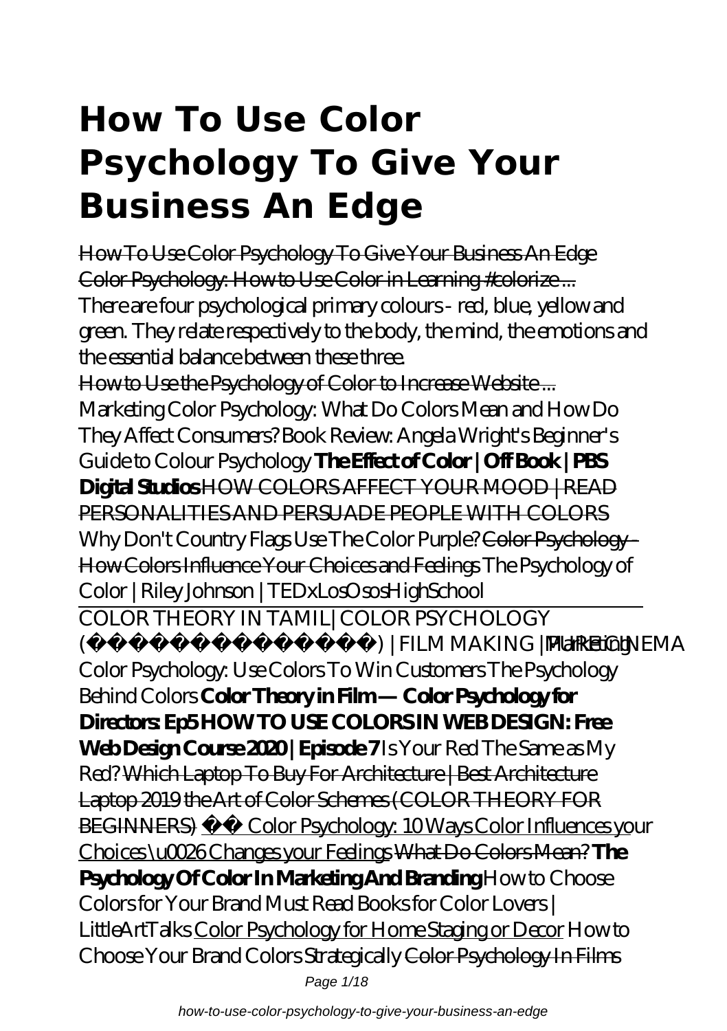# How To Use Color Psychology To Give Your Business An Edge

~~How To Use Color Psychology To Give Your Business An Edge~~
~~Color Psychology: How to Use Color in Learning #colorize ...~~
There are four psychological primary colours - red, blue, yellow and green. They relate respectively to the body, the mind, the emotions and the essential balance between these three.
~~How to Use the Psychology of Color to Increase Website ...~~
*Marketing Color Psychology: What Do Colors Mean and How Do They Affect Consumers? Book Review: Angela Wright's Beginner's Guide to Colour Psychology* **The Effect of Color | Off Book | PBS Digital Studios** ~~HOW COLORS AFFECT YOUR MOOD | READ PERSONALITIES AND PERSUADE PEOPLE WITH COLORS~~ *Why Don't Country Flags Use The Color Purple?* ~~Color Psychology - How Colors Influence Your Choices and Feelings~~ *The Psychology of Color | Riley Johnson | TEDxLosOsosHighSchool*

COLOR THEORY IN TAMIL| COLOR PSYCHOLOGY (நிறங்களின்) | FILM MAKING | PURECINEMA *Marketing Color Psychology: Use Colors To Win Customers The Psychology Behind Colors* **Color Theory in Film — Color Psychology for Directors: Ep5 HOW TO USE COLORS IN WEB DESIGN: Free Web Design Course 2020 | Episode 7** *Is Your Red The Same as My Red?* ~~Which Laptop To Buy For Architecture | Best Architecture Laptop 2019 the Art of Color Schemes (COLOR THEORY FOR BEGINNERS)~~ Color Psychology: 10 Ways Color Influences your Choices \u0026 Changes your Feelings ~~What Do Colors Mean?~~ **The Psychology Of Color In Marketing And Branding** *How to Choose Colors for Your Brand Must Read Books for Color Lovers | LittleArtTalks* Color Psychology for Home Staging or Decor *How to Choose Your Brand Colors Strategically* ~~Color Psychology In Films~~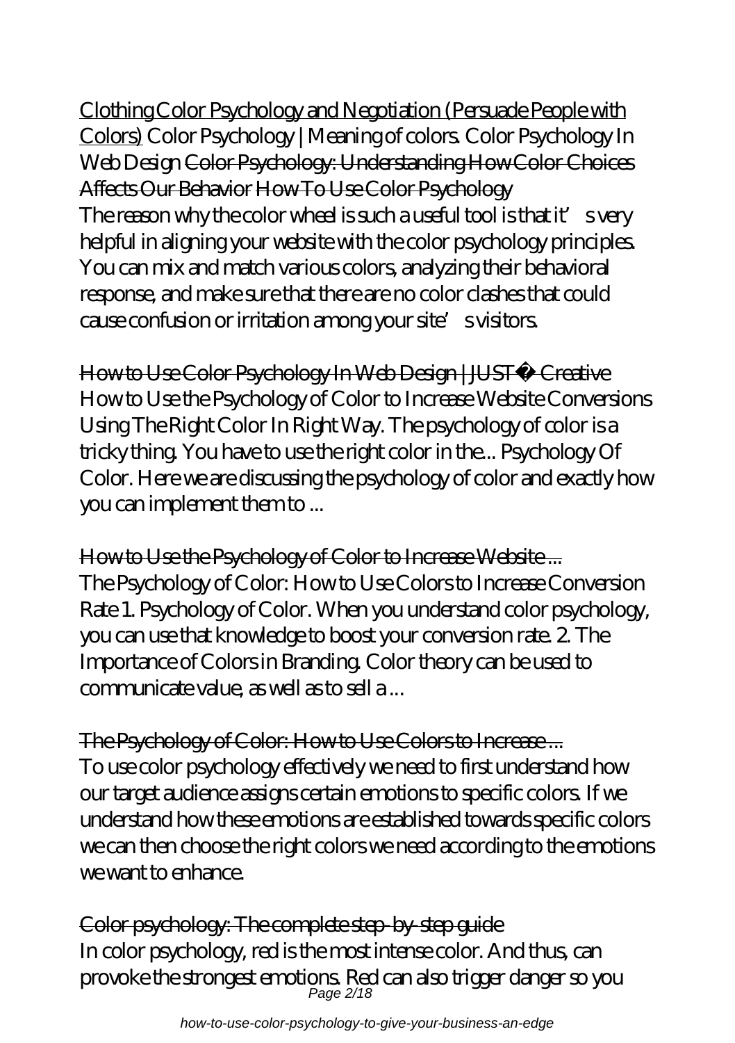Clothing Color Psychology and Negotiation (Persuade People with Colors) Color Psychology | Meaning of colors. Color Psychology In Web Design ~~Color Psychology: Understanding How Color Choices Affects Our Behavior~~ ~~How To Use Color Psychology~~

The reason why the color wheel is such a useful tool is that it's very helpful in aligning your website with the color psychology principles. You can mix and match various colors, analyzing their behavioral response, and make sure that there are no color clashes that could cause confusion or irritation among your site's visitors.

~~How to Use Color Psychology In Web Design | JUST™ Creative~~

How to Use the Psychology of Color to Increase Website Conversions Using The Right Color In Right Way. The psychology of color is a tricky thing. You have to use the right color in the... Psychology Of Color. Here we are discussing the psychology of color and exactly how you can implement them to ...

~~How to Use the Psychology of Color to Increase Website ...~~

The Psychology of Color: How to Use Colors to Increase Conversion Rate 1. Psychology of Color. When you understand color psychology, you can use that knowledge to boost your conversion rate. 2. The Importance of Colors in Branding. Color theory can be used to communicate value, as well as to sell a ...

~~The Psychology of Color: How to Use Colors to Increase ...~~

To use color psychology effectively we need to first understand how our target audience assigns certain emotions to specific colors. If we understand how these emotions are established towards specific colors we can then choose the right colors we need according to the emotions we want to enhance.

~~Color psychology: The complete step-by-step guide~~

In color psychology, red is the most intense color. And thus, can provoke the strongest emotions. Red can also trigger danger so you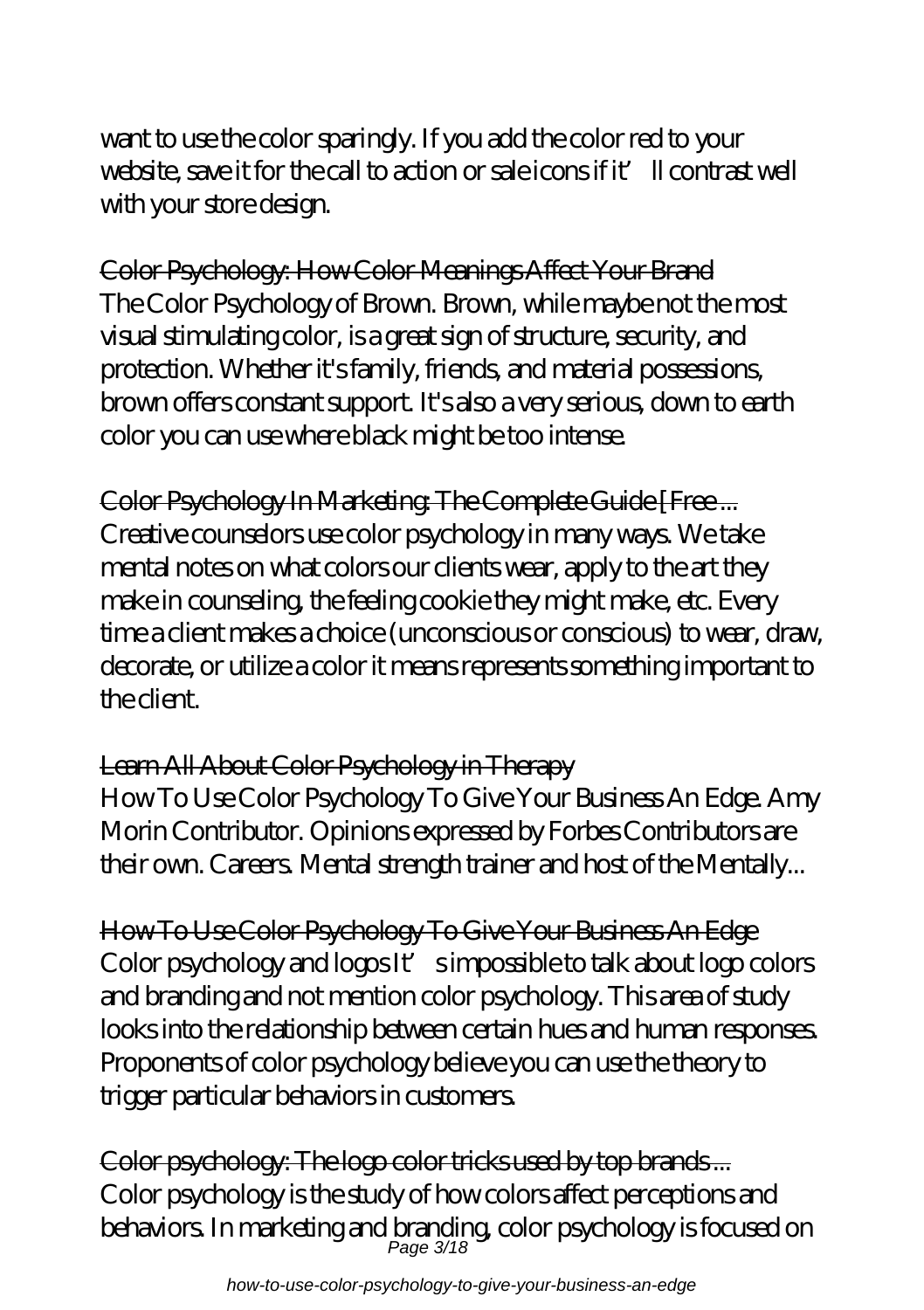want to use the color sparingly. If you add the color red to your website, save it for the call to action or sale icons if it' ll contrast well with your store design.

## ~~Color Psychology: How Color Meanings Affect Your Brand~~

The Color Psychology of Brown. Brown, while maybe not the most visual stimulating color, is a great sign of structure, security, and protection. Whether it's family, friends, and material possessions, brown offers constant support. It's also a very serious, down to earth color you can use where black might be too intense.

## ~~Color Psychology In Marketing: The Complete Guide [Free ...~~

Creative counselors use color psychology in many ways. We take mental notes on what colors our clients wear, apply to the art they make in counseling, the feeling cookie they might make, etc. Every time a client makes a choice (unconscious or conscious) to wear, draw, decorate, or utilize a color it means represents something important to the client.

## ~~Learn All About Color Psychology in Therapy~~

How To Use Color Psychology To Give Your Business An Edge. Amy Morin Contributor. Opinions expressed by Forbes Contributors are their own. Careers. Mental strength trainer and host of the Mentally...

## ~~How To Use Color Psychology To Give Your Business An Edge~~

Color psychology and logos It' s impossible to talk about logo colors and branding and not mention color psychology. This area of study looks into the relationship between certain hues and human responses. Proponents of color psychology believe you can use the theory to trigger particular behaviors in customers.

## ~~Color psychology: The logo color tricks used by top brands ...~~

Color psychology is the study of how colors affect perceptions and behaviors. In marketing and branding, color psychology is focused on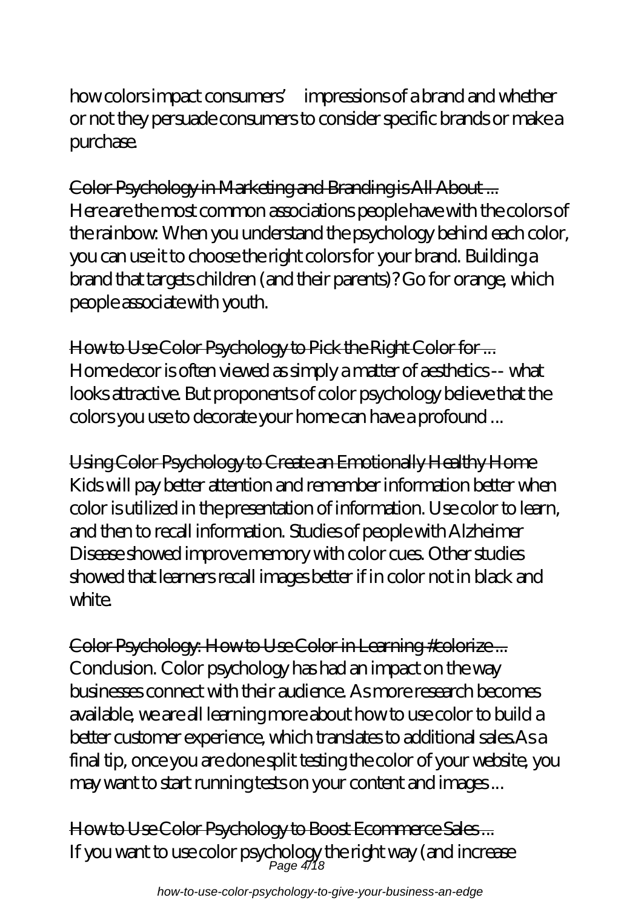how colors impact consumers' impressions of a brand and whether or not they persuade consumers to consider specific brands or make a purchase.

Color Psychology in Marketing and Branding is All About ...
Here are the most common associations people have with the colors of the rainbow: When you understand the psychology behind each color, you can use it to choose the right colors for your brand. Building a brand that targets children (and their parents)? Go for orange, which people associate with youth.

How to Use Color Psychology to Pick the Right Color for ...
Home decor is often viewed as simply a matter of aesthetics -- what looks attractive. But proponents of color psychology believe that the colors you use to decorate your home can have a profound ...

Using Color Psychology to Create an Emotionally Healthy Home
Kids will pay better attention and remember information better when color is utilized in the presentation of information. Use color to learn, and then to recall information. Studies of people with Alzheimer Disease showed improve memory with color cues. Other studies showed that learners recall images better if in color not in black and white.

Color Psychology: How to Use Color in Learning #colorize ...
Conclusion. Color psychology has had an impact on the way businesses connect with their audience. As more research becomes available, we are all learning more about how to use color to build a better customer experience, which translates to additional sales.As a final tip, once you are done split testing the color of your website, you may want to start running tests on your content and images ...

How to Use Color Psychology to Boost Ecommerce Sales ...
If you want to use color psychology the right way (and increase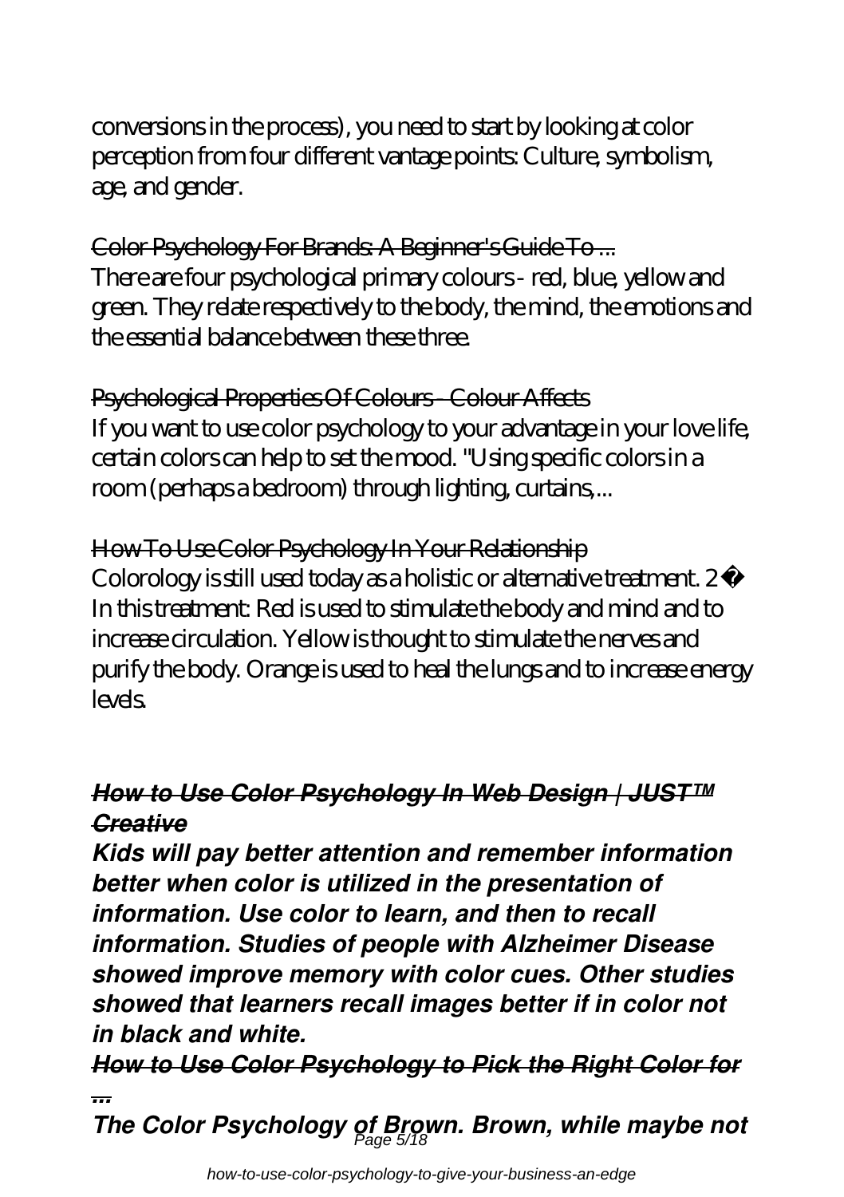conversions in the process), you need to start by looking at color perception from four different vantage points: Culture, symbolism, age, and gender.

Color Psychology For Brands: A Beginner's Guide To ...
There are four psychological primary colours - red, blue, yellow and green. They relate respectively to the body, the mind, the emotions and the essential balance between these three.

Psychological Properties Of Colours - Colour Affects
If you want to use color psychology to your advantage in your love life, certain colors can help to set the mood. "Using specific colors in a room (perhaps a bedroom) through lighting, curtains,...

How To Use Color Psychology In Your Relationship
Colorology is still used today as a holistic or alternative treatment. 2 � In this treatment: Red is used to stimulate the body and mind and to increase circulation. Yellow is thought to stimulate the nerves and purify the body. Orange is used to heal the lungs and to increase energy levels.

***How to Use Color Psychology In Web Design | JUST™ Creative***

***Kids will pay better attention and remember information better when color is utilized in the presentation of information. Use color to learn, and then to recall information. Studies of people with Alzheimer Disease showed improve memory with color cues. Other studies showed that learners recall images better if in color not in black and white.***

***How to Use Color Psychology to Pick the Right Color for ...***

***The Color Psychology of Brown. Brown, while maybe not***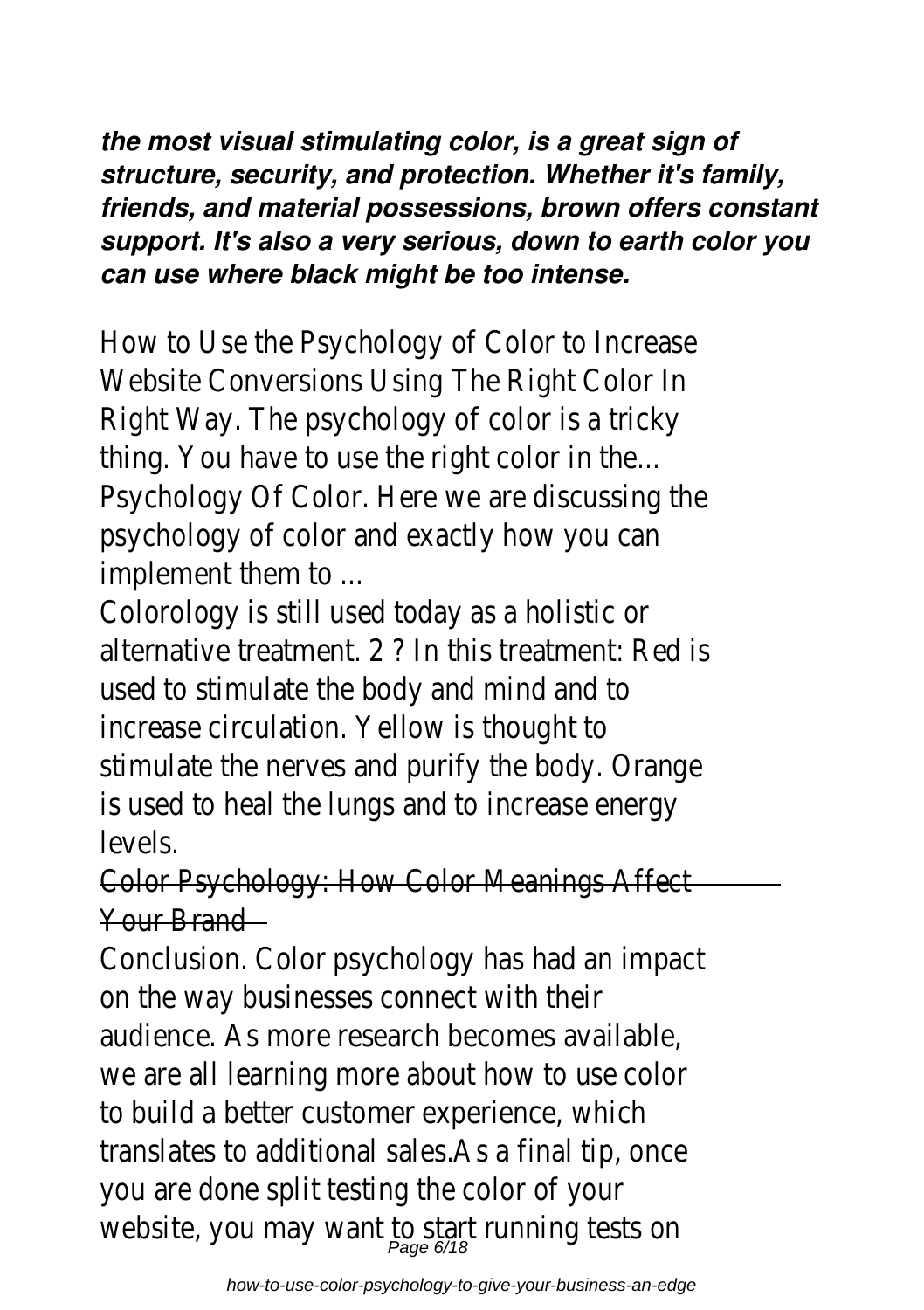***the most visual stimulating color, is a great sign of structure, security, and protection. Whether it's family, friends, and material possessions, brown offers constant support. It's also a very serious, down to earth color you can use where black might be too intense.***

How to Use the Psychology of Color to Increase Website Conversions Using The Right Color In Right Way. The psychology of color is a tricky thing. You have to use the right color in the... Psychology Of Color. Here we are discussing the psychology of color and exactly how you can implement them to ...

Colorology is still used today as a holistic or alternative treatment. 2 ? In this treatment: Red is used to stimulate the body and mind and to increase circulation. Yellow is thought to stimulate the nerves and purify the body. Orange is used to heal the lungs and to increase energy levels.

Color Psychology: How Color Meanings Affect Your Brand

Conclusion. Color psychology has had an impact on the way businesses connect with their audience. As more research becomes available, we are all learning more about how to use color to build a better customer experience, which translates to additional sales.As a final tip, once you are done split testing the color of your website, you may want to start running tests on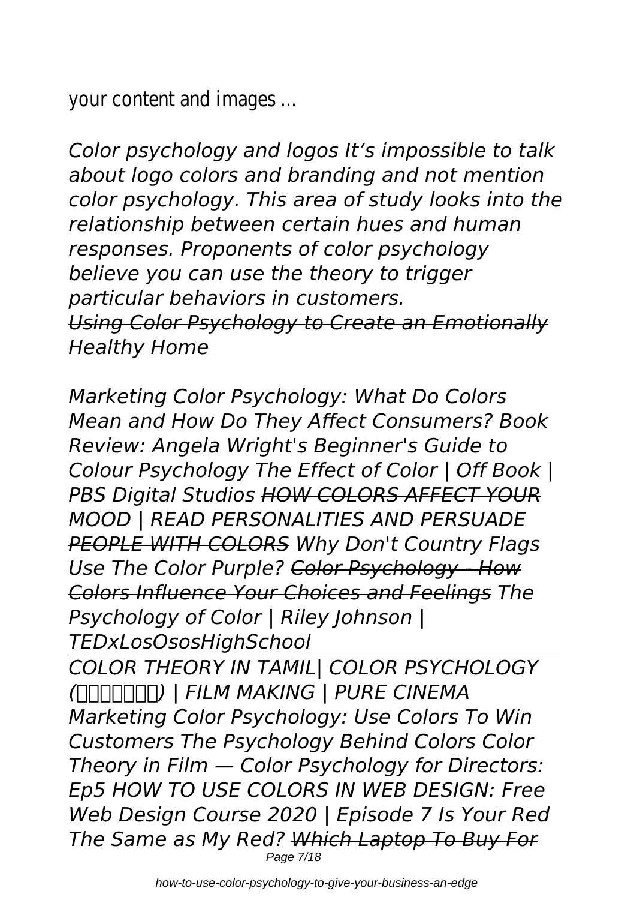your content and images ...

*Color psychology and logos It’s impossible to talk about logo colors and branding and not mention color psychology. This area of study looks into the relationship between certain hues and human responses. Proponents of color psychology believe you can use the theory to trigger particular behaviors in customers.*
*~~Using Color Psychology to Create an Emotionally Healthy Home~~*

*Marketing Color Psychology: What Do Colors Mean and How Do They Affect Consumers? Book Review: Angela Wright's Beginner's Guide to Colour Psychology The Effect of Color | Off Book | PBS Digital Studios ~~HOW COLORS AFFECT YOUR MOOD | READ PERSONALITIES AND PERSUADE PEOPLE WITH COLORS~~ Why Don't Country Flags Use The Color Purple? ~~Color Psychology - How Colors Influence Your Choices and Feelings~~ The Psychology of Color | Riley Johnson | TEDxLosOsosHighSchool*

---

*COLOR THEORY IN TAMIL| COLOR PSYCHOLOGY (தமிழில்) | FILM MAKING | PURE CINEMA Marketing Color Psychology: Use Colors To Win Customers The Psychology Behind Colors Color Theory in Film — Color Psychology for Directors: Ep5 HOW TO USE COLORS IN WEB DESIGN: Free Web Design Course 2020 | Episode 7 Is Your Red The Same as My Red? ~~Which Laptop To Buy For~~*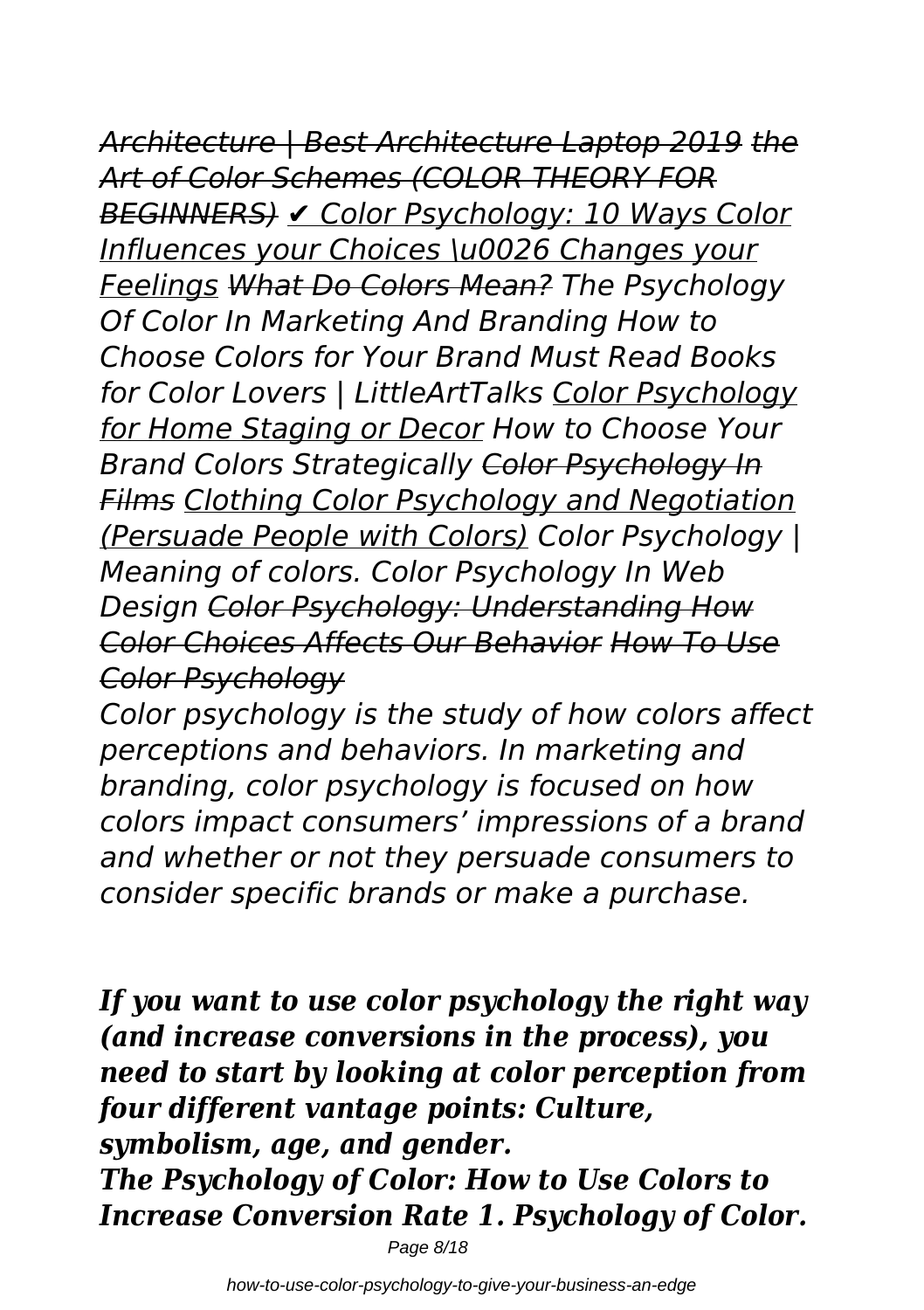*Architecture | Best Architecture Laptop 2019 the Art of Color Schemes (COLOR THEORY FOR BEGINNERS) ✔ Color Psychology: 10 Ways Color Influences your Choices \u0026 Changes your Feelings What Do Colors Mean? The Psychology Of Color In Marketing And Branding How to Choose Colors for Your Brand Must Read Books for Color Lovers | LittleArtTalks Color Psychology for Home Staging or Decor How to Choose Your Brand Colors Strategically Color Psychology In Films Clothing Color Psychology and Negotiation (Persuade People with Colors) Color Psychology | Meaning of colors. Color Psychology In Web Design Color Psychology: Understanding How Color Choices Affects Our Behavior How To Use Color Psychology*

*Color psychology is the study of how colors affect perceptions and behaviors. In marketing and branding, color psychology is focused on how colors impact consumers' impressions of a brand and whether or not they persuade consumers to consider specific brands or make a purchase.*

***If you want to use color psychology the right way (and increase conversions in the process), you need to start by looking at color perception from four different vantage points: Culture, symbolism, age, and gender.***

***The Psychology of Color: How to Use Colors to Increase Conversion Rate 1. Psychology of Color.***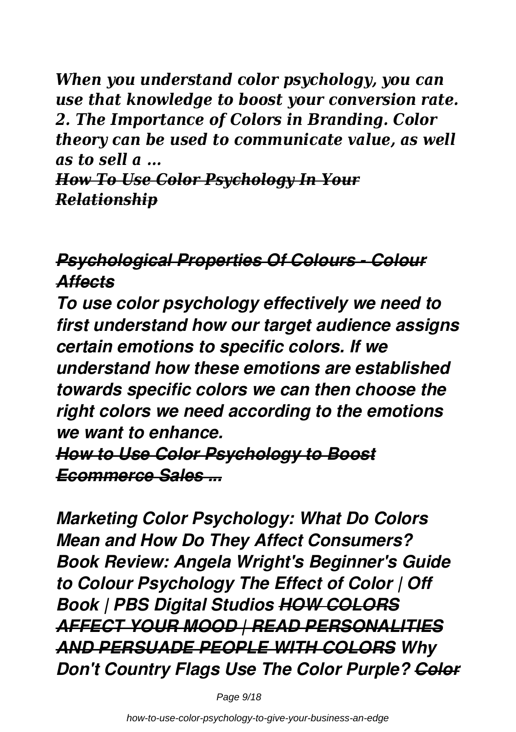*When you understand color psychology, you can use that knowledge to boost your conversion rate. 2. The Importance of Colors in Branding. Color theory can be used to communicate value, as well as to sell a ...*

*~~How To Use Color Psychology In Your Relationship~~*

***~~Psychological Properties Of Colours - Colour Affects~~***

***To use color psychology effectively we need to first understand how our target audience assigns certain emotions to specific colors. If we understand how these emotions are established towards specific colors we can then choose the right colors we need according to the emotions we want to enhance.***

***~~How to Use Color Psychology to Boost Ecommerce Sales ...~~***

***Marketing Color Psychology: What Do Colors Mean and How Do They Affect Consumers? Book Review: Angela Wright's Beginner's Guide to Colour Psychology The Effect of Color | Off Book | PBS Digital Studios ~~HOW COLORS AFFECT YOUR MOOD | READ PERSONALITIES AND PERSUADE PEOPLE WITH COLORS~~ Why Don't Country Flags Use The Color Purple? ~~Color~~***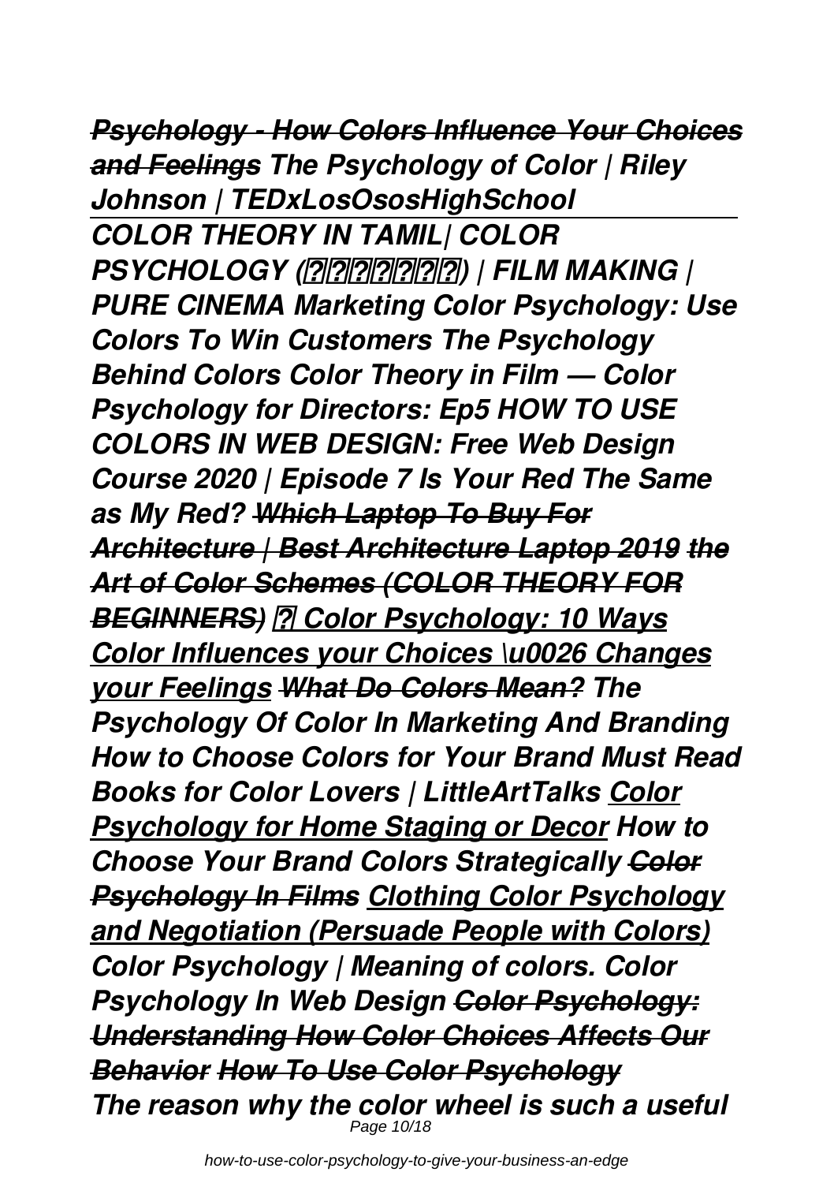***Psychology - How Colors Influence Your Choices and Feelings*** ***The Psychology of Color | Riley Johnson | TEDxLosOsosHighSchool***

***COLOR THEORY IN TAMIL| COLOR PSYCHOLOGY (தமிழில்) | FILM MAKING | PURE CINEMA Marketing Color Psychology: Use Colors To Win Customers The Psychology Behind Colors Color Theory in Film — Color Psychology for Directors: Ep5 HOW TO USE COLORS IN WEB DESIGN: Free Web Design Course 2020 | Episode 7 Is Your Red The Same as My Red?*** ***Which Laptop To Buy For Architecture | Best Architecture Laptop 2019*** ***the Art of Color Schemes (COLOR THEORY FOR BEGINNERS)*** ***🎨 Color Psychology: 10 Ways Color Influences your Choices \u0026 Changes your Feelings*** ***What Do Colors Mean?*** ***The Psychology Of Color In Marketing And Branding How to Choose Colors for Your Brand Must Read Books for Color Lovers | LittleArtTalks*** ***Color Psychology for Home Staging or Decor*** ***How to Choose Your Brand Colors Strategically*** ***Color Psychology In Films*** ***Clothing Color Psychology and Negotiation (Persuade People with Colors)*** ***Color Psychology | Meaning of colors. Color Psychology In Web Design*** ***Color Psychology: Understanding How Color Choices Affects Our Behavior*** ***How To Use Color Psychology***

***The reason why the color wheel is such a useful***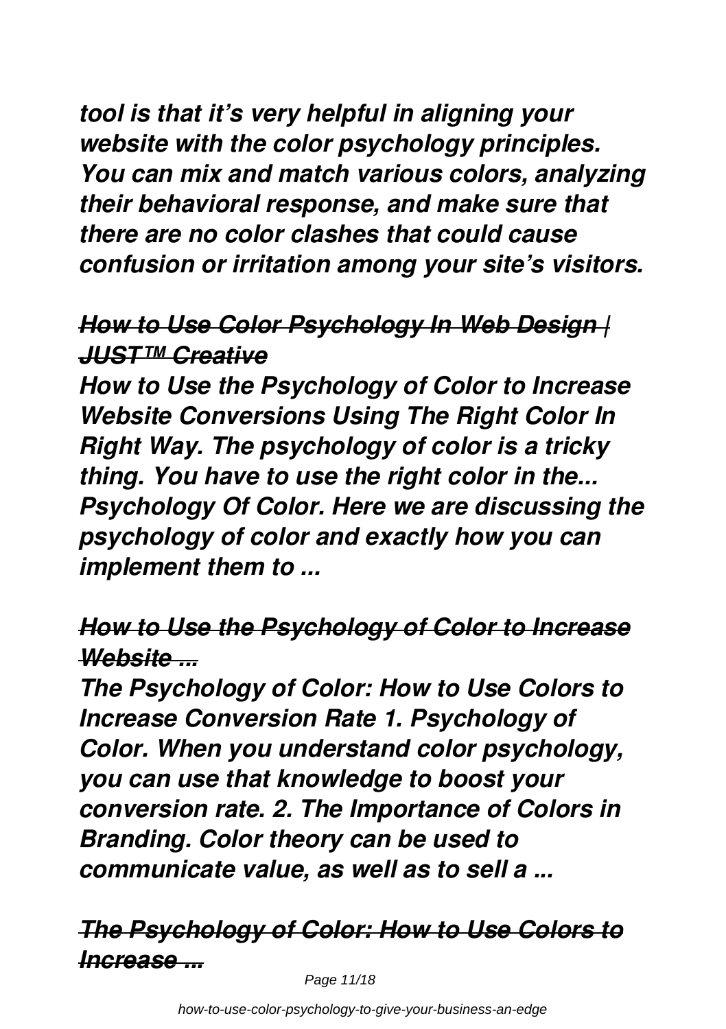*tool is that it's very helpful in aligning your website with the color psychology principles. You can mix and match various colors, analyzing their behavioral response, and make sure that there are no color clashes that could cause confusion or irritation among your site's visitors.*

### *~~How to Use Color Psychology In Web Design | JUST™ Creative~~*

*How to Use the Psychology of Color to Increase Website Conversions Using The Right Color In Right Way. The psychology of color is a tricky thing. You have to use the right color in the... Psychology Of Color. Here we are discussing the psychology of color and exactly how you can implement them to ...*

### *~~How to Use the Psychology of Color to Increase Website ...~~*

*The Psychology of Color: How to Use Colors to Increase Conversion Rate 1. Psychology of Color. When you understand color psychology, you can use that knowledge to boost your conversion rate. 2. The Importance of Colors in Branding. Color theory can be used to communicate value, as well as to sell a ...*

### *~~The Psychology of Color: How to Use Colors to Increase ...~~*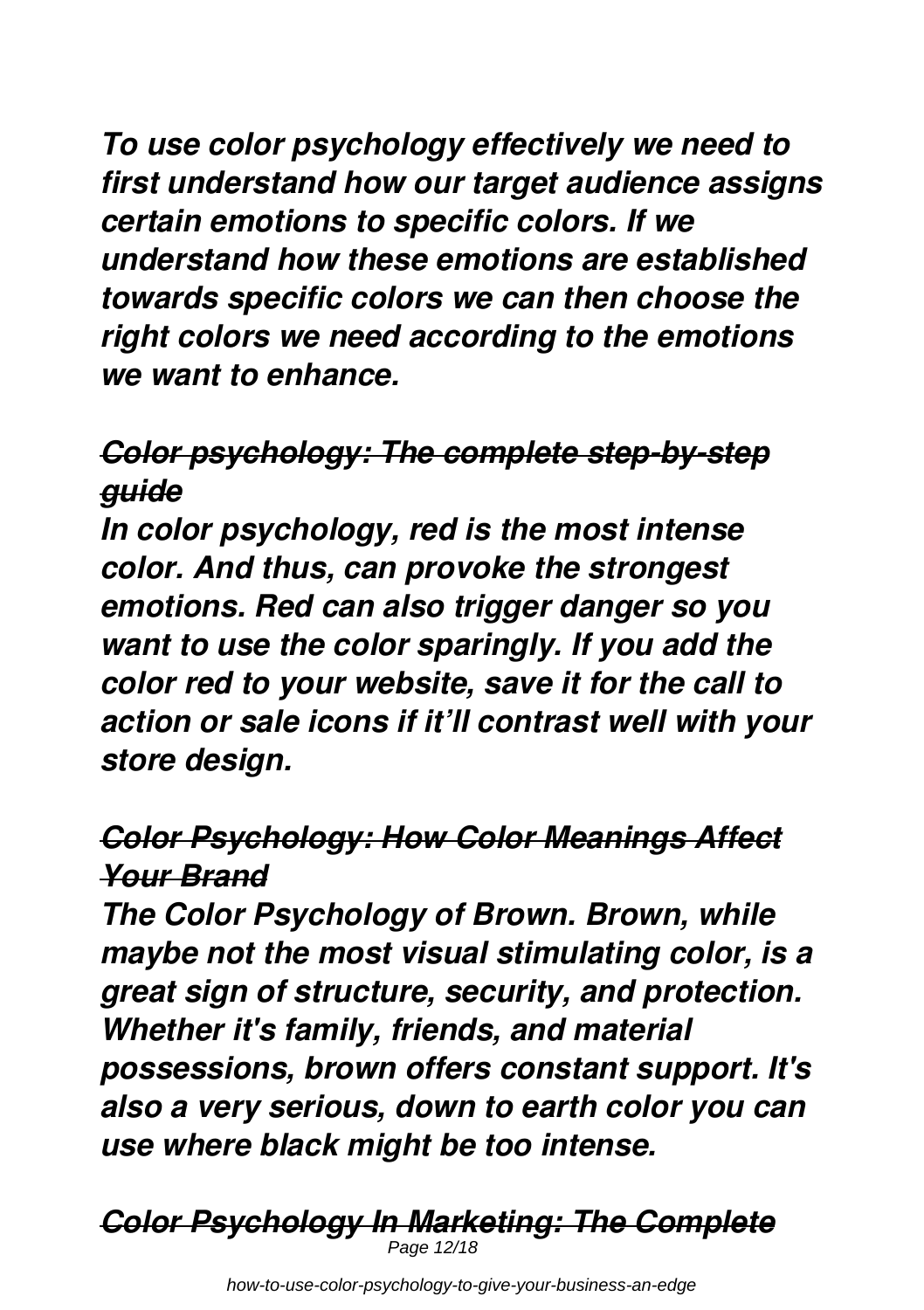*To use color psychology effectively we need to first understand how our target audience assigns certain emotions to specific colors. If we understand how these emotions are established towards specific colors we can then choose the right colors we need according to the emotions we want to enhance.*

### *Color psychology: The complete step-by-step guide*

*In color psychology, red is the most intense color. And thus, can provoke the strongest emotions. Red can also trigger danger so you want to use the color sparingly. If you add the color red to your website, save it for the call to action or sale icons if it'll contrast well with your store design.*

### *Color Psychology: How Color Meanings Affect Your Brand*

*The Color Psychology of Brown. Brown, while maybe not the most visual stimulating color, is a great sign of structure, security, and protection. Whether it's family, friends, and material possessions, brown offers constant support. It's also a very serious, down to earth color you can use where black might be too intense.*

### *Color Psychology In Marketing: The Complete*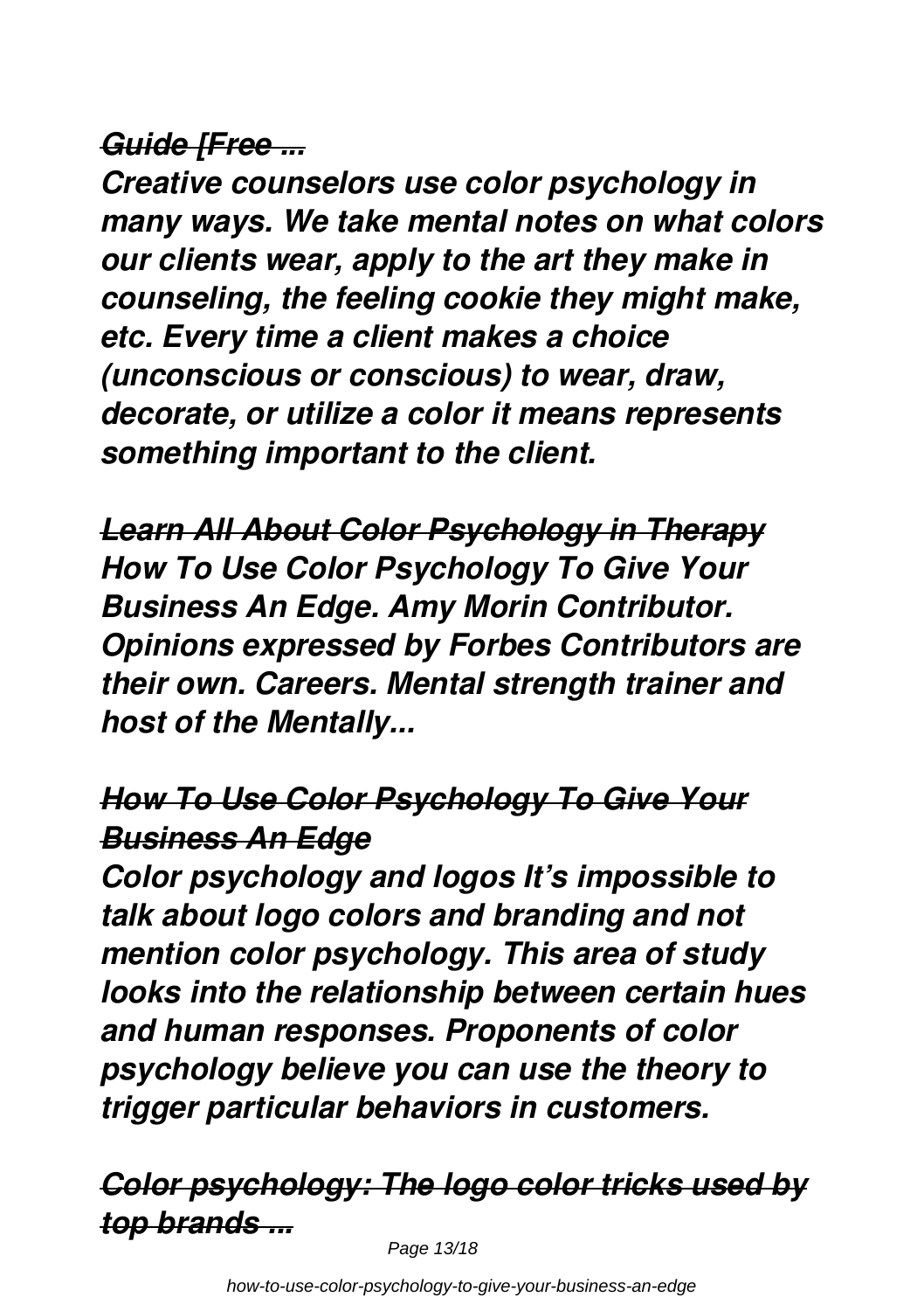## *Guide [Free ...*

***Creative counselors use color psychology in many ways. We take mental notes on what colors our clients wear, apply to the art they make in counseling, the feeling cookie they might make, etc. Every time a client makes a choice (unconscious or conscious) to wear, draw, decorate, or utilize a color it means represents something important to the client.***

## *Learn All About Color Psychology in Therapy*

***How To Use Color Psychology To Give Your Business An Edge. Amy Morin Contributor. Opinions expressed by Forbes Contributors are their own. Careers. Mental strength trainer and host of the Mentally...***

## *How To Use Color Psychology To Give Your Business An Edge*

***Color psychology and logos It's impossible to talk about logo colors and branding and not mention color psychology. This area of study looks into the relationship between certain hues and human responses. Proponents of color psychology believe you can use the theory to trigger particular behaviors in customers.***

## *Color psychology: The logo color tricks used by top brands ...*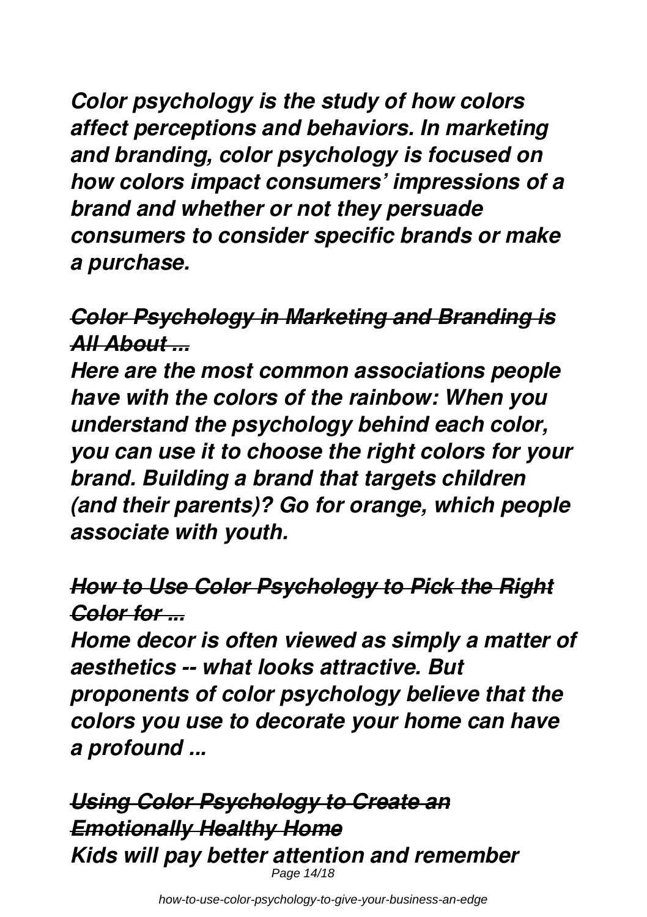*Color psychology is the study of how colors affect perceptions and behaviors. In marketing and branding, color psychology is focused on how colors impact consumers' impressions of a brand and whether or not they persuade consumers to consider specific brands or make a purchase.*

### *Color Psychology in Marketing and Branding is All About ...*

*Here are the most common associations people have with the colors of the rainbow: When you understand the psychology behind each color, you can use it to choose the right colors for your brand. Building a brand that targets children (and their parents)? Go for orange, which people associate with youth.*

### *How to Use Color Psychology to Pick the Right Color for ...*

*Home decor is often viewed as simply a matter of aesthetics -- what looks attractive. But proponents of color psychology believe that the colors you use to decorate your home can have a profound ...*

### *Using Color Psychology to Create an Emotionally Healthy Home*

*Kids will pay better attention and remember*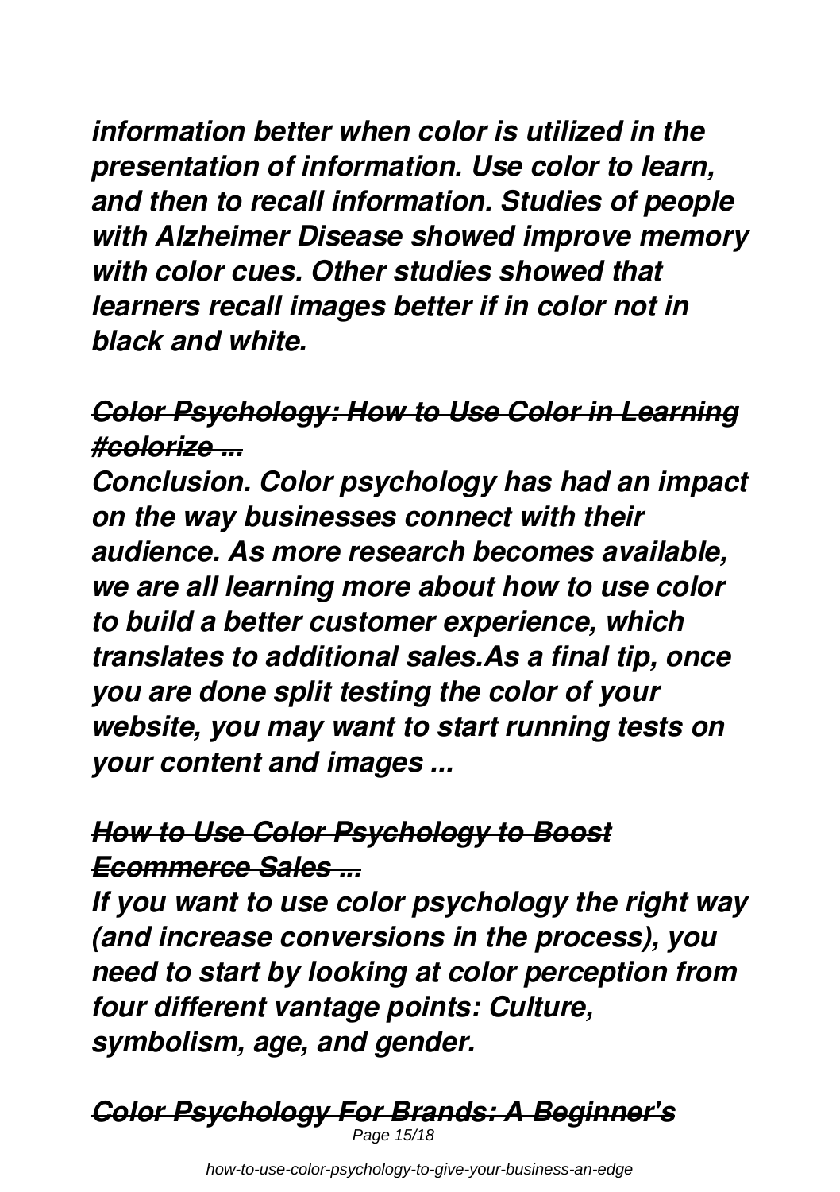*information better when color is utilized in the presentation of information. Use color to learn, and then to recall information. Studies of people with Alzheimer Disease showed improve memory with color cues. Other studies showed that learners recall images better if in color not in black and white.*

## ~~*Color Psychology: How to Use Color in Learning #colorize ...*~~

*Conclusion. Color psychology has had an impact on the way businesses connect with their audience. As more research becomes available, we are all learning more about how to use color to build a better customer experience, which translates to additional sales.As a final tip, once you are done split testing the color of your website, you may want to start running tests on your content and images ...*

## ~~*How to Use Color Psychology to Boost Ecommerce Sales ...*~~

*If you want to use color psychology the right way (and increase conversions in the process), you need to start by looking at color perception from four different vantage points: Culture, symbolism, age, and gender.*

## ~~*Color Psychology For Brands: A Beginner's*~~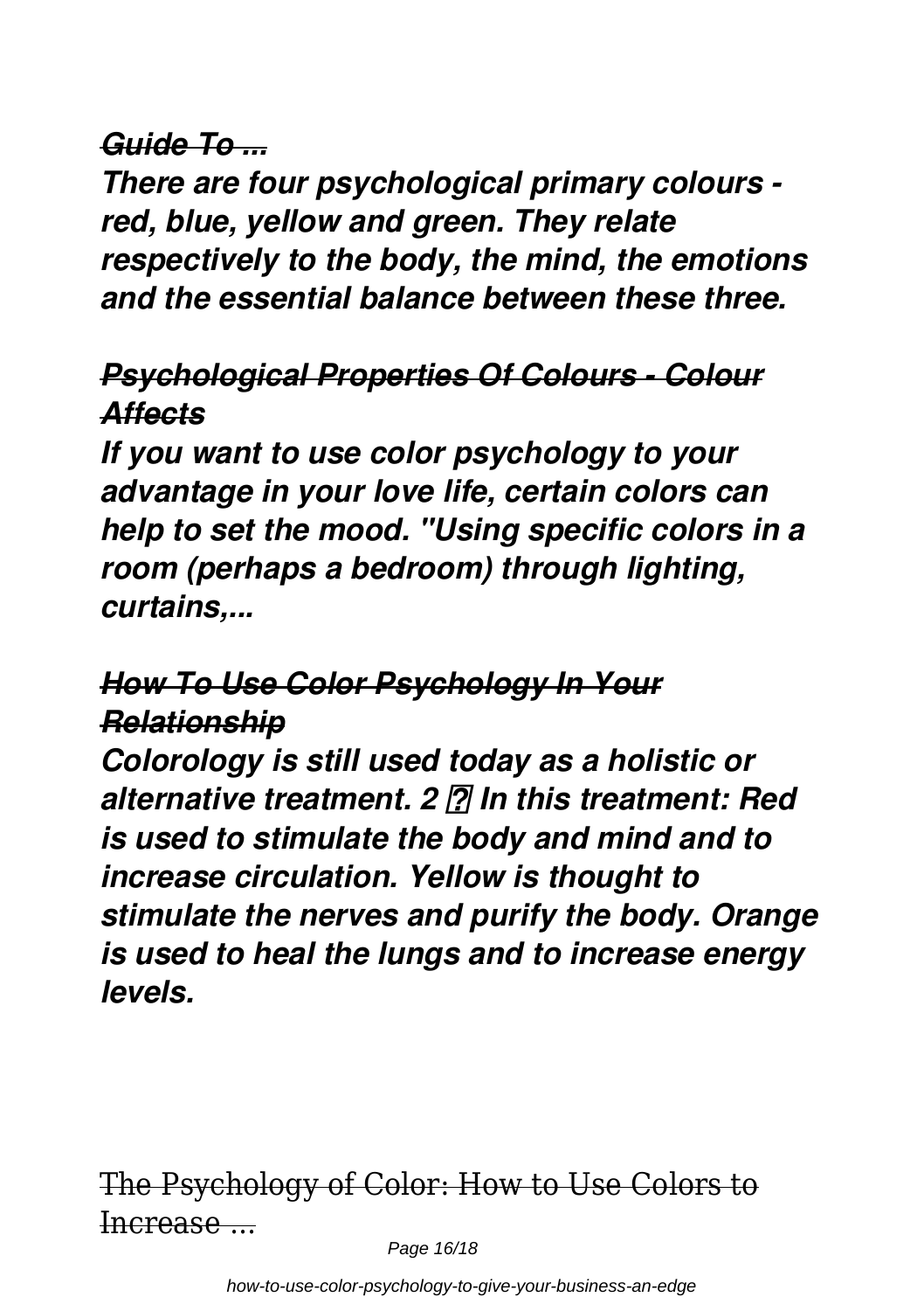### *Guide To ...*

***There are four psychological primary colours - red, blue, yellow and green. They relate respectively to the body, the mind, the emotions and the essential balance between these three.***

### *Psychological Properties Of Colours - Colour Affects*

***If you want to use color psychology to your advantage in your love life, certain colors can help to set the mood. "Using specific colors in a room (perhaps a bedroom) through lighting, curtains,...***

### *How To Use Color Psychology In Your Relationship*

***Colorology is still used today as a holistic or alternative treatment. 2 ⍰ In this treatment: Red is used to stimulate the body and mind and to increase circulation. Yellow is thought to stimulate the nerves and purify the body. Orange is used to heal the lungs and to increase energy levels.***

## The Psychology of Color: How to Use Colors to Increase ...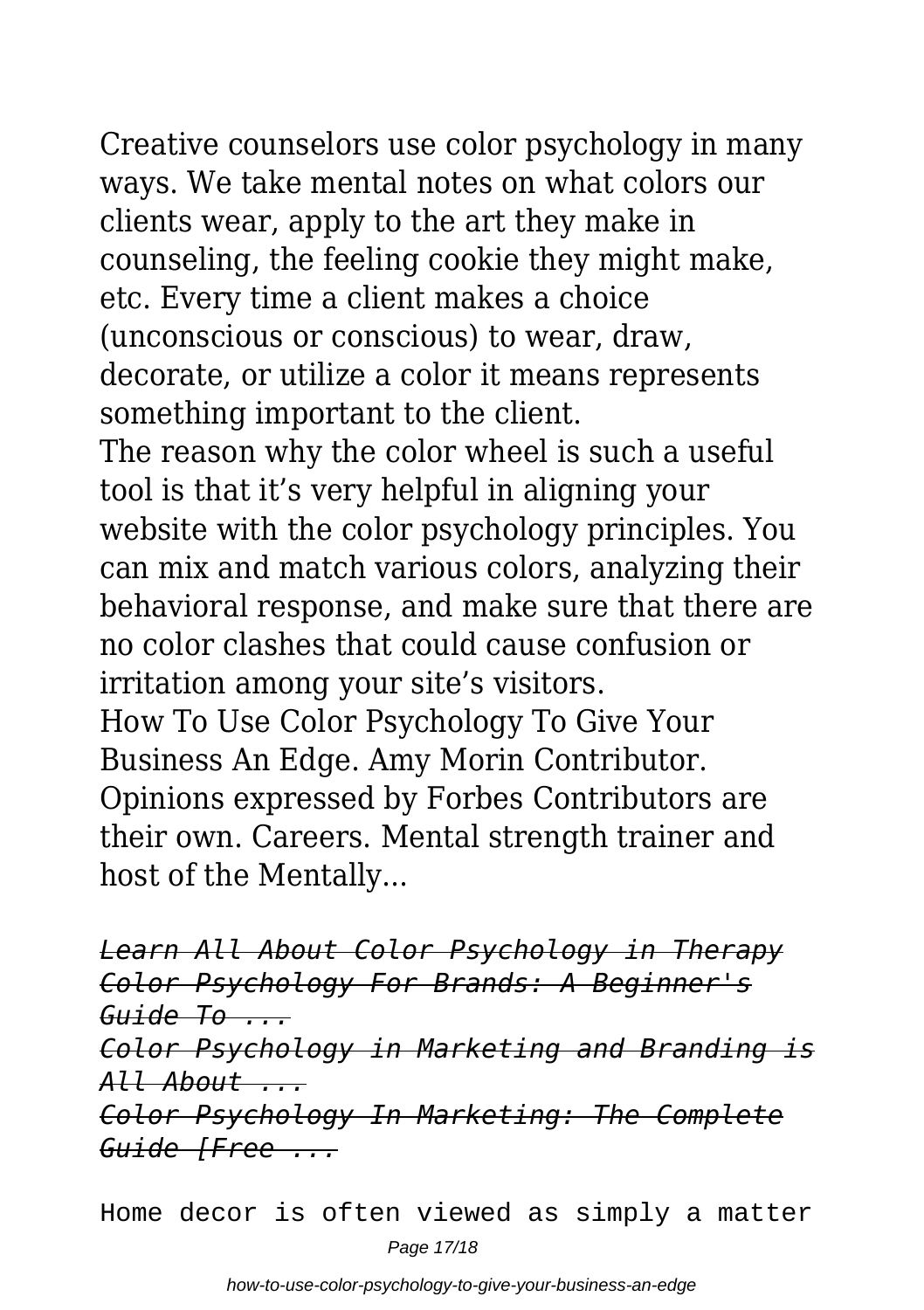Creative counselors use color psychology in many ways. We take mental notes on what colors our clients wear, apply to the art they make in counseling, the feeling cookie they might make, etc. Every time a client makes a choice (unconscious or conscious) to wear, draw, decorate, or utilize a color it means represents something important to the client.

The reason why the color wheel is such a useful tool is that it's very helpful in aligning your website with the color psychology principles. You can mix and match various colors, analyzing their behavioral response, and make sure that there are no color clashes that could cause confusion or irritation among your site's visitors.

How To Use Color Psychology To Give Your Business An Edge. Amy Morin Contributor. Opinions expressed by Forbes Contributors are their own. Careers. Mental strength trainer and host of the Mentally...

***Learn All About Color Psychology in Therapy***
***Color Psychology For Brands: A Beginner's Guide To ...***
***Color Psychology in Marketing and Branding is All About ...***
***Color Psychology In Marketing: The Complete Guide [Free ...***

Home decor is often viewed as simply a matter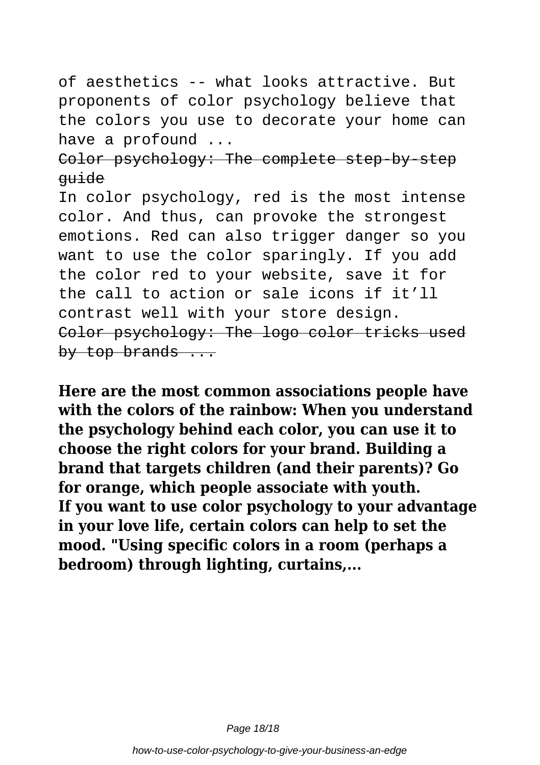of aesthetics -- what looks attractive. But proponents of color psychology believe that the colors you use to decorate your home can have a profound ...

~~Color psychology: The complete step-by-step guide~~

In color psychology, red is the most intense color. And thus, can provoke the strongest emotions. Red can also trigger danger so you want to use the color sparingly. If you add the color red to your website, save it for the call to action or sale icons if it'll contrast well with your store design.

~~Color psychology: The logo color tricks used by top brands ...~~

**Here are the most common associations people have with the colors of the rainbow: When you understand the psychology behind each color, you can use it to choose the right colors for your brand. Building a brand that targets children (and their parents)? Go for orange, which people associate with youth.**
**If you want to use color psychology to your advantage in your love life, certain colors can help to set the mood. "Using specific colors in a room (perhaps a bedroom) through lighting, curtains,...**